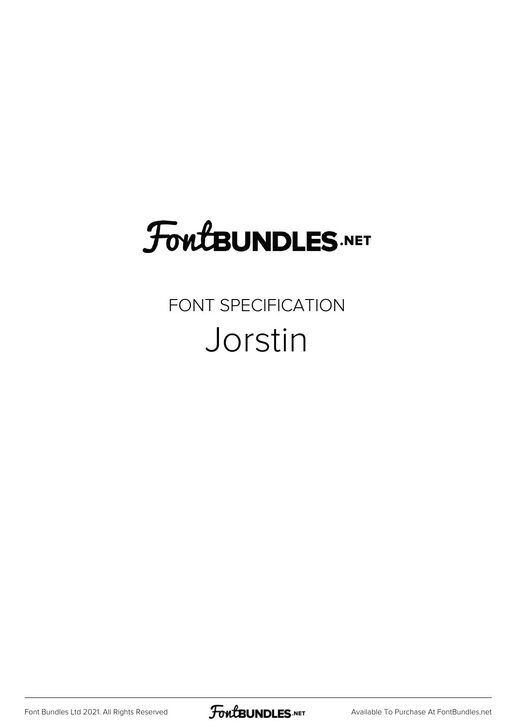FontBUNDLES.NET

FONT SPECIFICATION

# Jorstin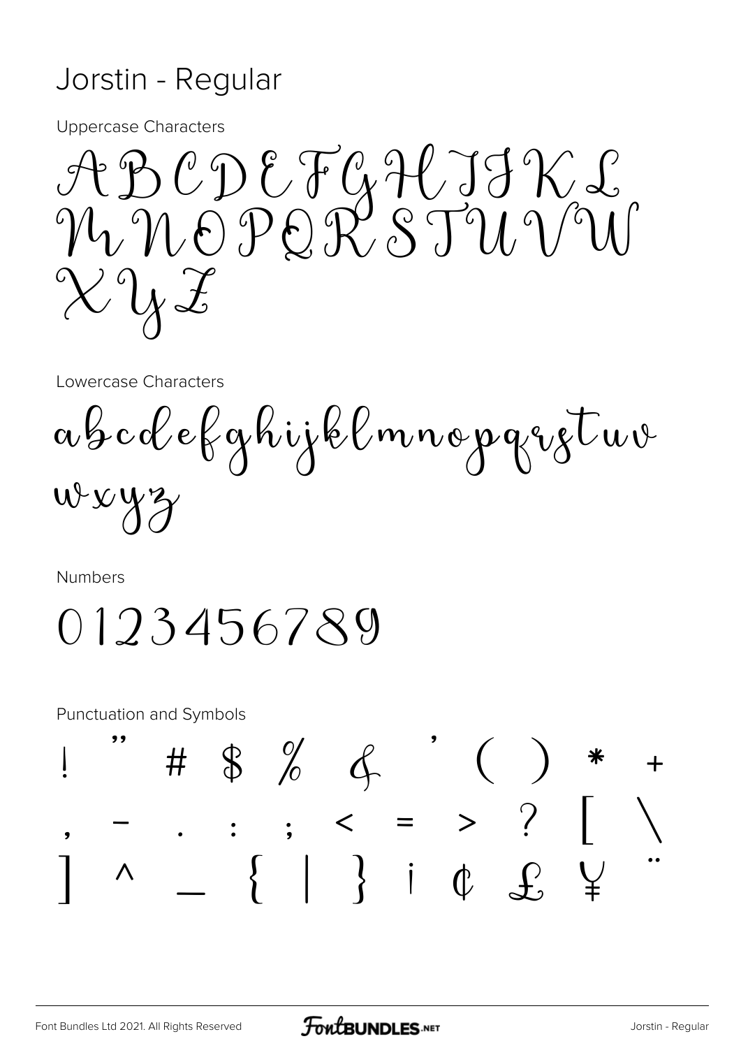# Jorstin - Regular

Uppercase Characters

ABCDEFGHIJKL
MNOPQRSTUVW
XYZ

Lowercase Characters

abcdefghijklmnopqrstuv
wxyz

Numbers

0123456789

Punctuation and Symbols

! " # $ % & ' ( ) * +
, - . : ; < = > ? [ \
] ^ _ { | } ¡ ¢ £ ¥ ¨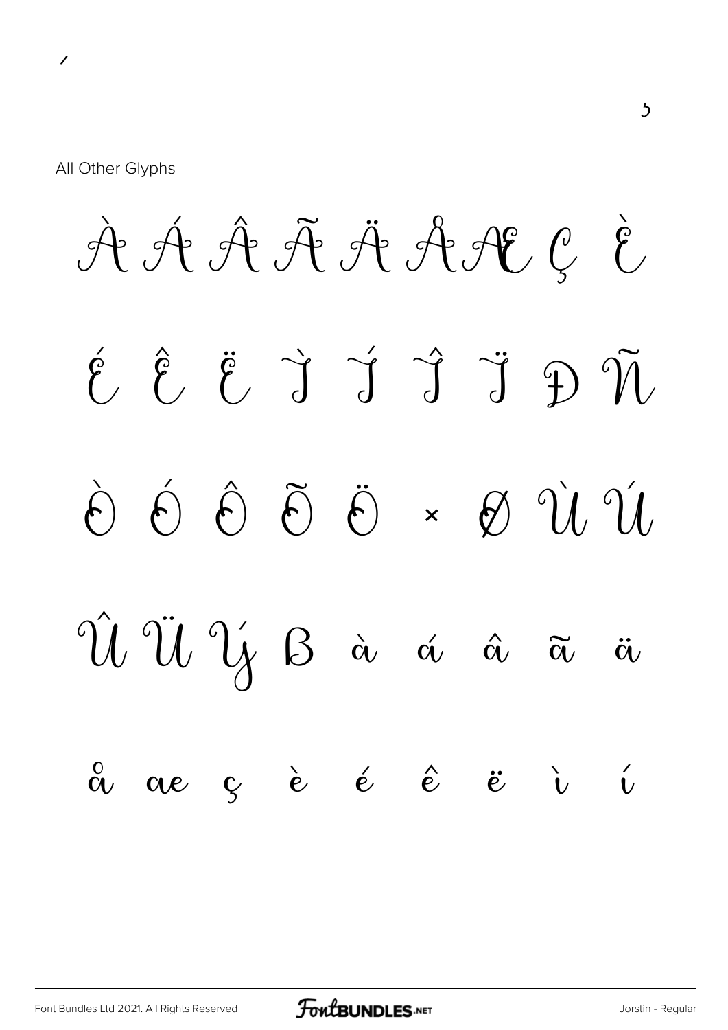´

¸

All Other Glyphs

À Á Â Ã Ä Å Æ Ç È

É Ê Ë Ì Í Î Ï Ð Ñ

Ò Ó Ô Õ Ö × Ø Ù Ú

Û Ü Ý ß à á â ã ä

å æ ç è é ê ë ì í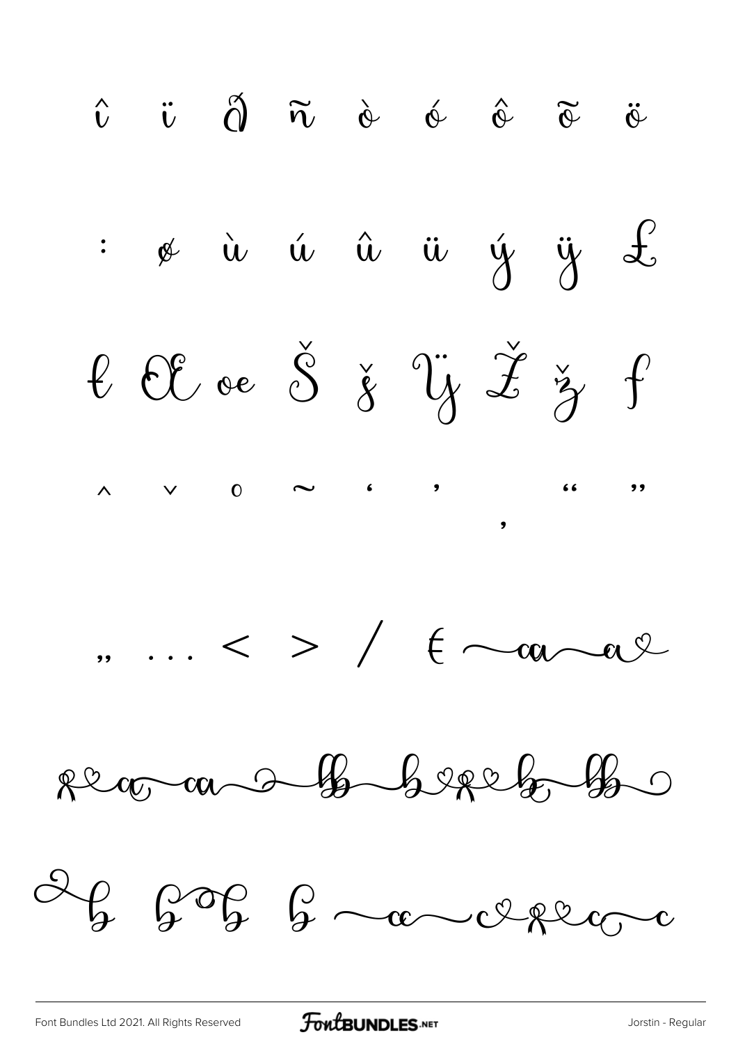î ï ð ñ ò ó ô õ ö

: ø ù ú û ü ý ÿ £

ł Œ œ Š š Ÿ Ž ž ƒ

ˆ ˇ ˚ ˜ ‘ ’ ‚ “ ”

„ … < > / €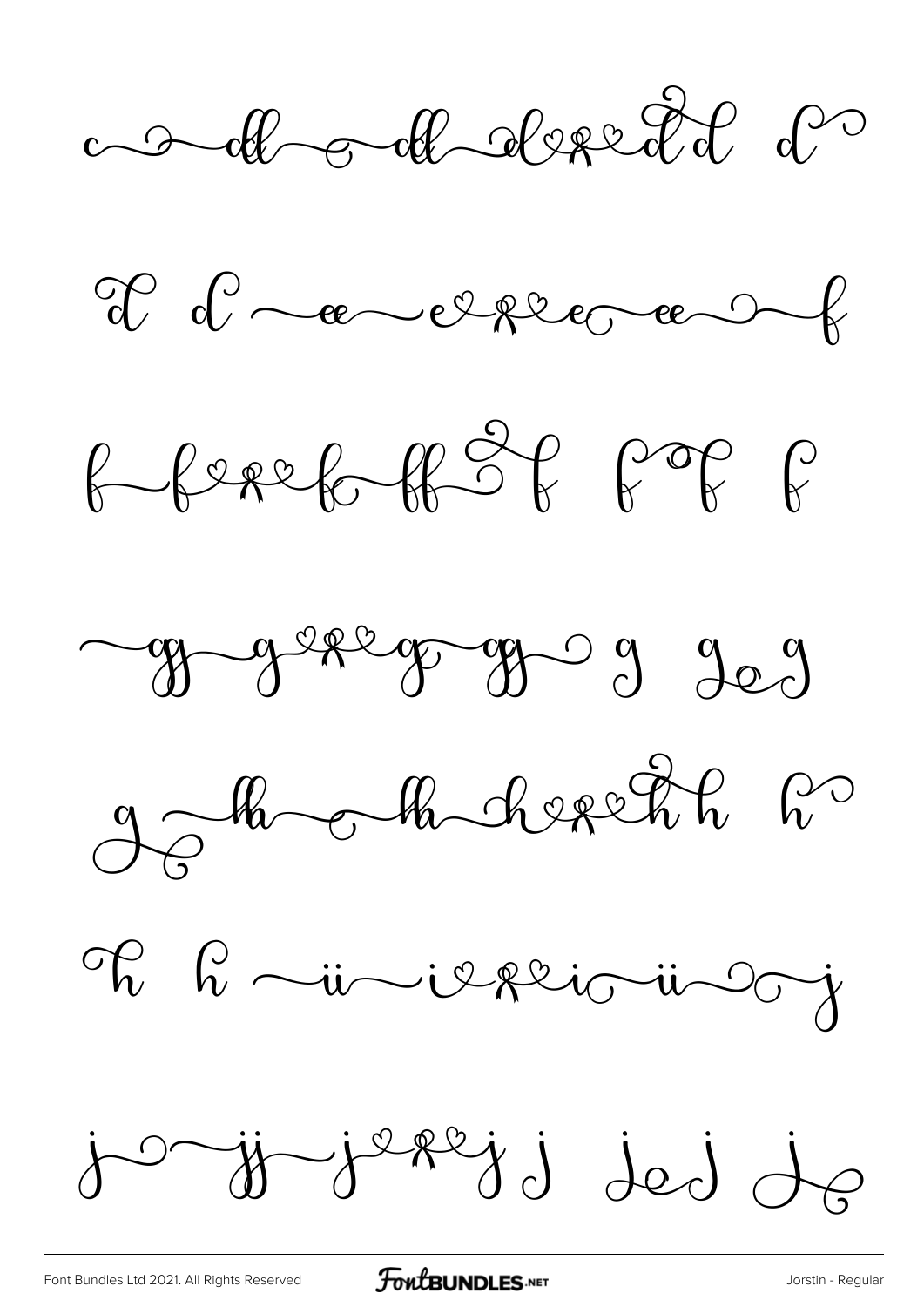c d dd dd d d d d

d d ee e e ee f

f f f ff f f f f

gg g g gg g g g

g hh hh h h h h

h h ii i i ii j

j jj j j j j j j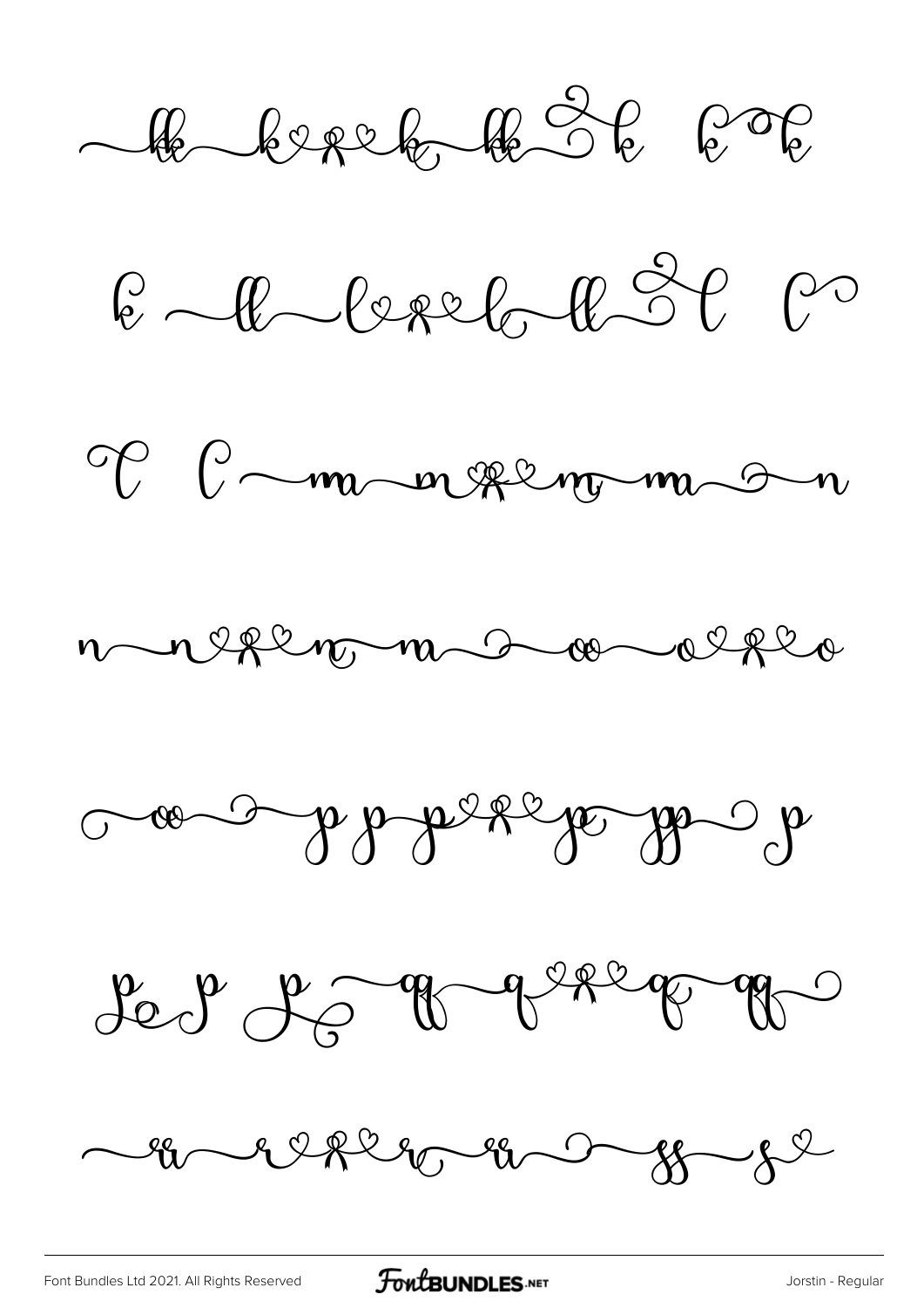kk k k kk k k k

k ll l l ll l l

l l m m m m m n

n n n m o oo o

oo o p p p p pp p

p p p qq q q qq

rr r r rr ss s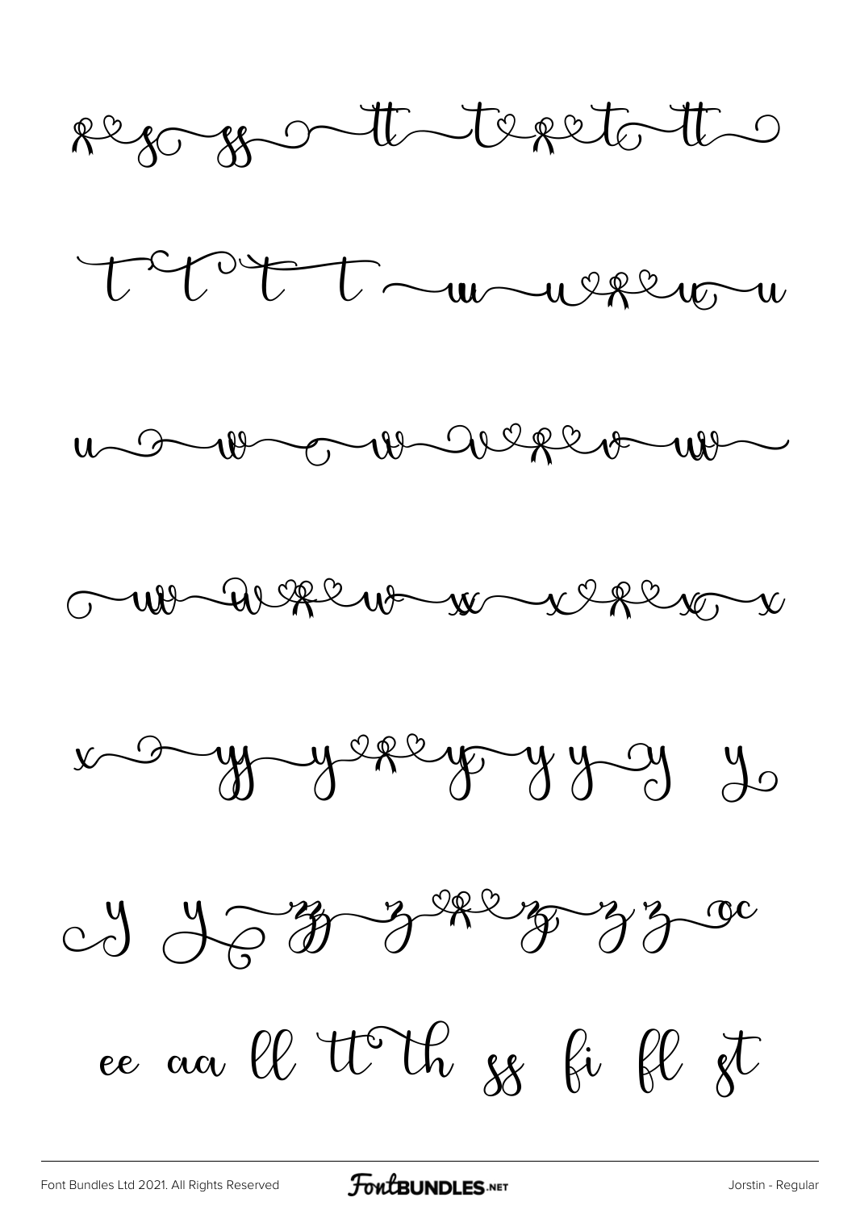s ss ss tt t t tt

t t t t u u u u

u v v v v w

w w w x x x x

x y y y y y y y y

y y z z z z z oc

ee aa ll tt th ss fi fl st